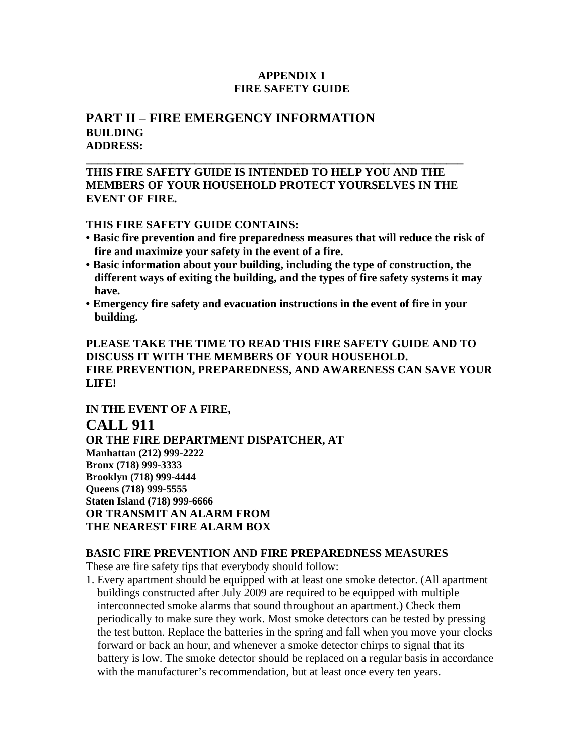**APPENDIX 1**
**FIRE SAFETY GUIDE**

## PART II – FIRE EMERGENCY INFORMATION

**BUILDING**
**ADDRESS:**

**_______________________________________________________________**

**THIS FIRE SAFETY GUIDE IS INTENDED TO HELP YOU AND THE MEMBERS OF YOUR HOUSEHOLD PROTECT YOURSELVES IN THE EVENT OF FIRE.**

**THIS FIRE SAFETY GUIDE CONTAINS:**

- **Basic fire prevention and fire preparedness measures that will reduce the risk of fire and maximize your safety in the event of a fire.**
- **Basic information about your building, including the type of construction, the different ways of exiting the building, and the types of fire safety systems it may have.**
- **Emergency fire safety and evacuation instructions in the event of fire in your building.**

**PLEASE TAKE THE TIME TO READ THIS FIRE SAFETY GUIDE AND TO DISCUSS IT WITH THE MEMBERS OF YOUR HOUSEHOLD.**
**FIRE PREVENTION, PREPAREDNESS, AND AWARENESS CAN SAVE YOUR LIFE!**

**IN THE EVENT OF A FIRE,**

## CALL 911

**OR THE FIRE DEPARTMENT DISPATCHER, AT**
**Manhattan (212) 999-2222**
**Bronx (718) 999-3333**
**Brooklyn (718) 999-4444**
**Queens (718) 999-5555**
**Staten Island (718) 999-6666**
**OR TRANSMIT AN ALARM FROM**
**THE NEAREST FIRE ALARM BOX**

### BASIC FIRE PREVENTION AND FIRE PREPAREDNESS MEASURES

These are fire safety tips that everybody should follow:

1. Every apartment should be equipped with at least one smoke detector. (All apartment buildings constructed after July 2009 are required to be equipped with multiple interconnected smoke alarms that sound throughout an apartment.) Check them periodically to make sure they work. Most smoke detectors can be tested by pressing the test button. Replace the batteries in the spring and fall when you move your clocks forward or back an hour, and whenever a smoke detector chirps to signal that its battery is low. The smoke detector should be replaced on a regular basis in accordance with the manufacturer's recommendation, but at least once every ten years.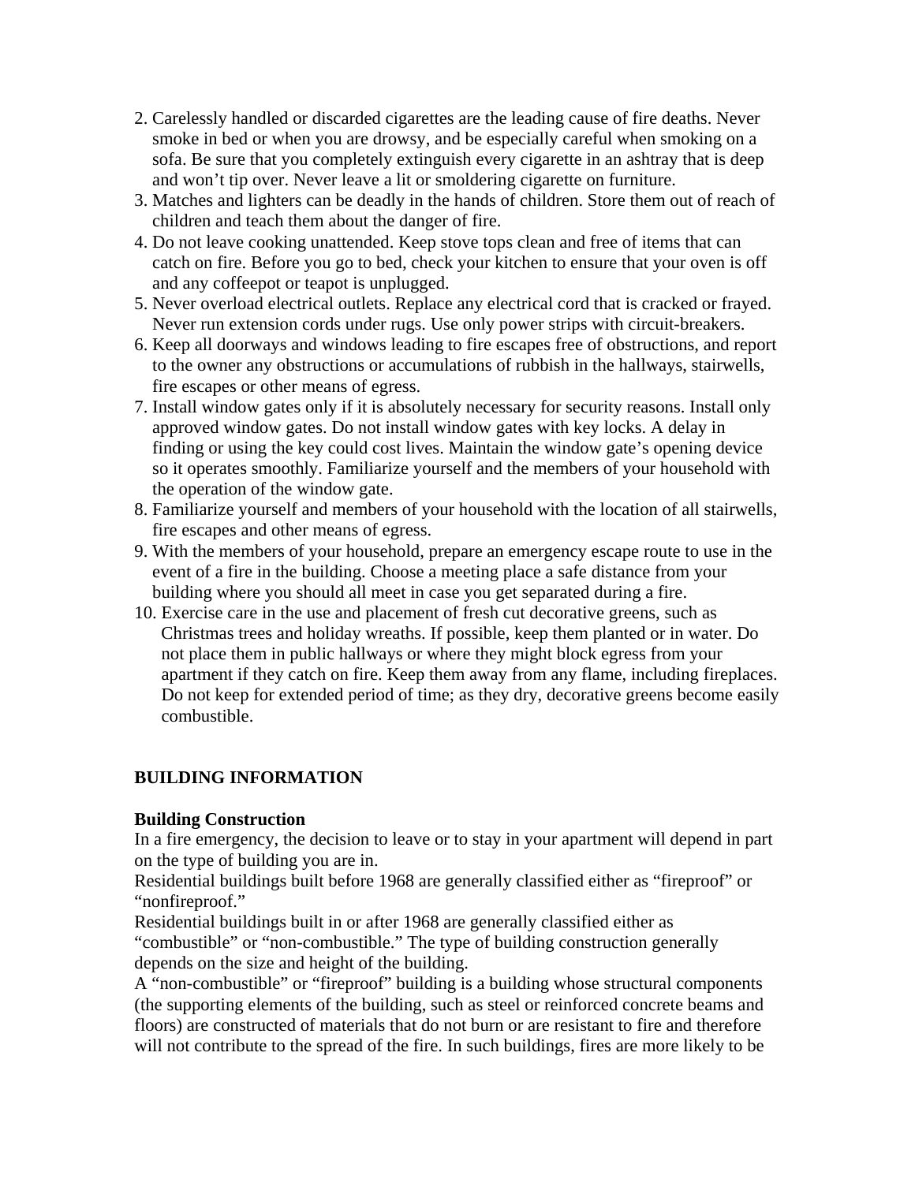2. Carelessly handled or discarded cigarettes are the leading cause of fire deaths. Never smoke in bed or when you are drowsy, and be especially careful when smoking on a sofa. Be sure that you completely extinguish every cigarette in an ashtray that is deep and won't tip over. Never leave a lit or smoldering cigarette on furniture.
3. Matches and lighters can be deadly in the hands of children. Store them out of reach of children and teach them about the danger of fire.
4. Do not leave cooking unattended. Keep stove tops clean and free of items that can catch on fire. Before you go to bed, check your kitchen to ensure that your oven is off and any coffeepot or teapot is unplugged.
5. Never overload electrical outlets. Replace any electrical cord that is cracked or frayed. Never run extension cords under rugs. Use only power strips with circuit-breakers.
6. Keep all doorways and windows leading to fire escapes free of obstructions, and report to the owner any obstructions or accumulations of rubbish in the hallways, stairwells, fire escapes or other means of egress.
7. Install window gates only if it is absolutely necessary for security reasons. Install only approved window gates. Do not install window gates with key locks. A delay in finding or using the key could cost lives. Maintain the window gate's opening device so it operates smoothly. Familiarize yourself and the members of your household with the operation of the window gate.
8. Familiarize yourself and members of your household with the location of all stairwells, fire escapes and other means of egress.
9. With the members of your household, prepare an emergency escape route to use in the event of a fire in the building. Choose a meeting place a safe distance from your building where you should all meet in case you get separated during a fire.
10. Exercise care in the use and placement of fresh cut decorative greens, such as Christmas trees and holiday wreaths. If possible, keep them planted or in water. Do not place them in public hallways or where they might block egress from your apartment if they catch on fire. Keep them away from any flame, including fireplaces. Do not keep for extended period of time; as they dry, decorative greens become easily combustible.

## BUILDING INFORMATION

### Building Construction

In a fire emergency, the decision to leave or to stay in your apartment will depend in part on the type of building you are in.

Residential buildings built before 1968 are generally classified either as "fireproof" or "nonfireproof."

Residential buildings built in or after 1968 are generally classified either as "combustible" or "non-combustible." The type of building construction generally depends on the size and height of the building.

A "non-combustible" or "fireproof" building is a building whose structural components (the supporting elements of the building, such as steel or reinforced concrete beams and floors) are constructed of materials that do not burn or are resistant to fire and therefore will not contribute to the spread of the fire. In such buildings, fires are more likely to be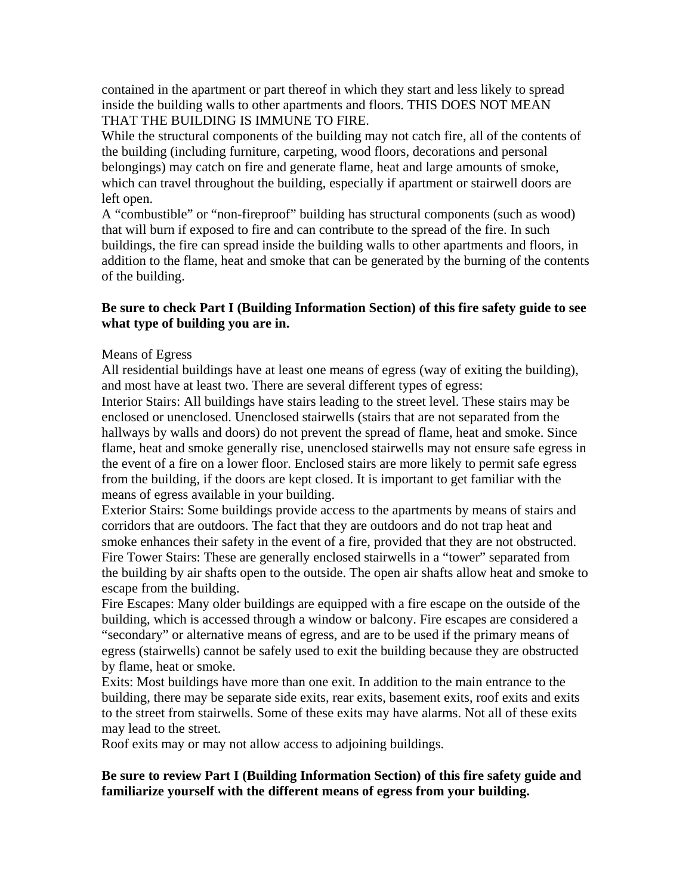contained in the apartment or part thereof in which they start and less likely to spread inside the building walls to other apartments and floors. THIS DOES NOT MEAN THAT THE BUILDING IS IMMUNE TO FIRE.

While the structural components of the building may not catch fire, all of the contents of the building (including furniture, carpeting, wood floors, decorations and personal belongings) may catch on fire and generate flame, heat and large amounts of smoke, which can travel throughout the building, especially if apartment or stairwell doors are left open.

A "combustible" or "non-fireproof" building has structural components (such as wood) that will burn if exposed to fire and can contribute to the spread of the fire. In such buildings, the fire can spread inside the building walls to other apartments and floors, in addition to the flame, heat and smoke that can be generated by the burning of the contents of the building.

**Be sure to check Part I (Building Information Section) of this fire safety guide to see what type of building you are in.**

Means of Egress

All residential buildings have at least one means of egress (way of exiting the building), and most have at least two. There are several different types of egress:

Interior Stairs: All buildings have stairs leading to the street level. These stairs may be enclosed or unenclosed. Unenclosed stairwells (stairs that are not separated from the hallways by walls and doors) do not prevent the spread of flame, heat and smoke. Since flame, heat and smoke generally rise, unenclosed stairwells may not ensure safe egress in the event of a fire on a lower floor. Enclosed stairs are more likely to permit safe egress from the building, if the doors are kept closed. It is important to get familiar with the means of egress available in your building.

Exterior Stairs: Some buildings provide access to the apartments by means of stairs and corridors that are outdoors. The fact that they are outdoors and do not trap heat and smoke enhances their safety in the event of a fire, provided that they are not obstructed.

Fire Tower Stairs: These are generally enclosed stairwells in a "tower" separated from the building by air shafts open to the outside. The open air shafts allow heat and smoke to escape from the building.

Fire Escapes: Many older buildings are equipped with a fire escape on the outside of the building, which is accessed through a window or balcony. Fire escapes are considered a "secondary" or alternative means of egress, and are to be used if the primary means of egress (stairwells) cannot be safely used to exit the building because they are obstructed by flame, heat or smoke.

Exits: Most buildings have more than one exit. In addition to the main entrance to the building, there may be separate side exits, rear exits, basement exits, roof exits and exits to the street from stairwells. Some of these exits may have alarms. Not all of these exits may lead to the street.

Roof exits may or may not allow access to adjoining buildings.

**Be sure to review Part I (Building Information Section) of this fire safety guide and familiarize yourself with the different means of egress from your building.**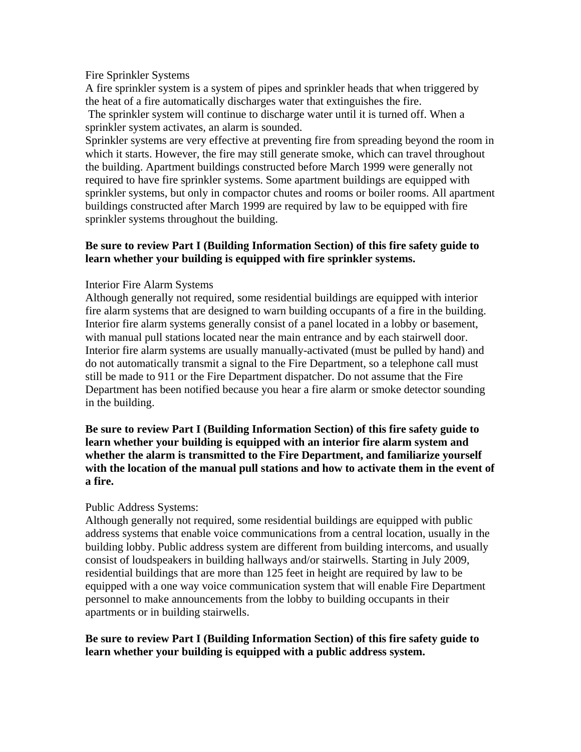## Fire Sprinkler Systems

A fire sprinkler system is a system of pipes and sprinkler heads that when triggered by the heat of a fire automatically discharges water that extinguishes the fire.

The sprinkler system will continue to discharge water until it is turned off. When a sprinkler system activates, an alarm is sounded.

Sprinkler systems are very effective at preventing fire from spreading beyond the room in which it starts. However, the fire may still generate smoke, which can travel throughout the building. Apartment buildings constructed before March 1999 were generally not required to have fire sprinkler systems. Some apartment buildings are equipped with sprinkler systems, but only in compactor chutes and rooms or boiler rooms. All apartment buildings constructed after March 1999 are required by law to be equipped with fire sprinkler systems throughout the building.

**Be sure to review Part I (Building Information Section) of this fire safety guide to learn whether your building is equipped with fire sprinkler systems.**

## Interior Fire Alarm Systems

Although generally not required, some residential buildings are equipped with interior fire alarm systems that are designed to warn building occupants of a fire in the building. Interior fire alarm systems generally consist of a panel located in a lobby or basement, with manual pull stations located near the main entrance and by each stairwell door. Interior fire alarm systems are usually manually-activated (must be pulled by hand) and do not automatically transmit a signal to the Fire Department, so a telephone call must still be made to 911 or the Fire Department dispatcher. Do not assume that the Fire Department has been notified because you hear a fire alarm or smoke detector sounding in the building.

**Be sure to review Part I (Building Information Section) of this fire safety guide to learn whether your building is equipped with an interior fire alarm system and whether the alarm is transmitted to the Fire Department, and familiarize yourself with the location of the manual pull stations and how to activate them in the event of a fire.**

## Public Address Systems:

Although generally not required, some residential buildings are equipped with public address systems that enable voice communications from a central location, usually in the building lobby. Public address system are different from building intercoms, and usually consist of loudspeakers in building hallways and/or stairwells. Starting in July 2009, residential buildings that are more than 125 feet in height are required by law to be equipped with a one way voice communication system that will enable Fire Department personnel to make announcements from the lobby to building occupants in their apartments or in building stairwells.

**Be sure to review Part I (Building Information Section) of this fire safety guide to learn whether your building is equipped with a public address system.**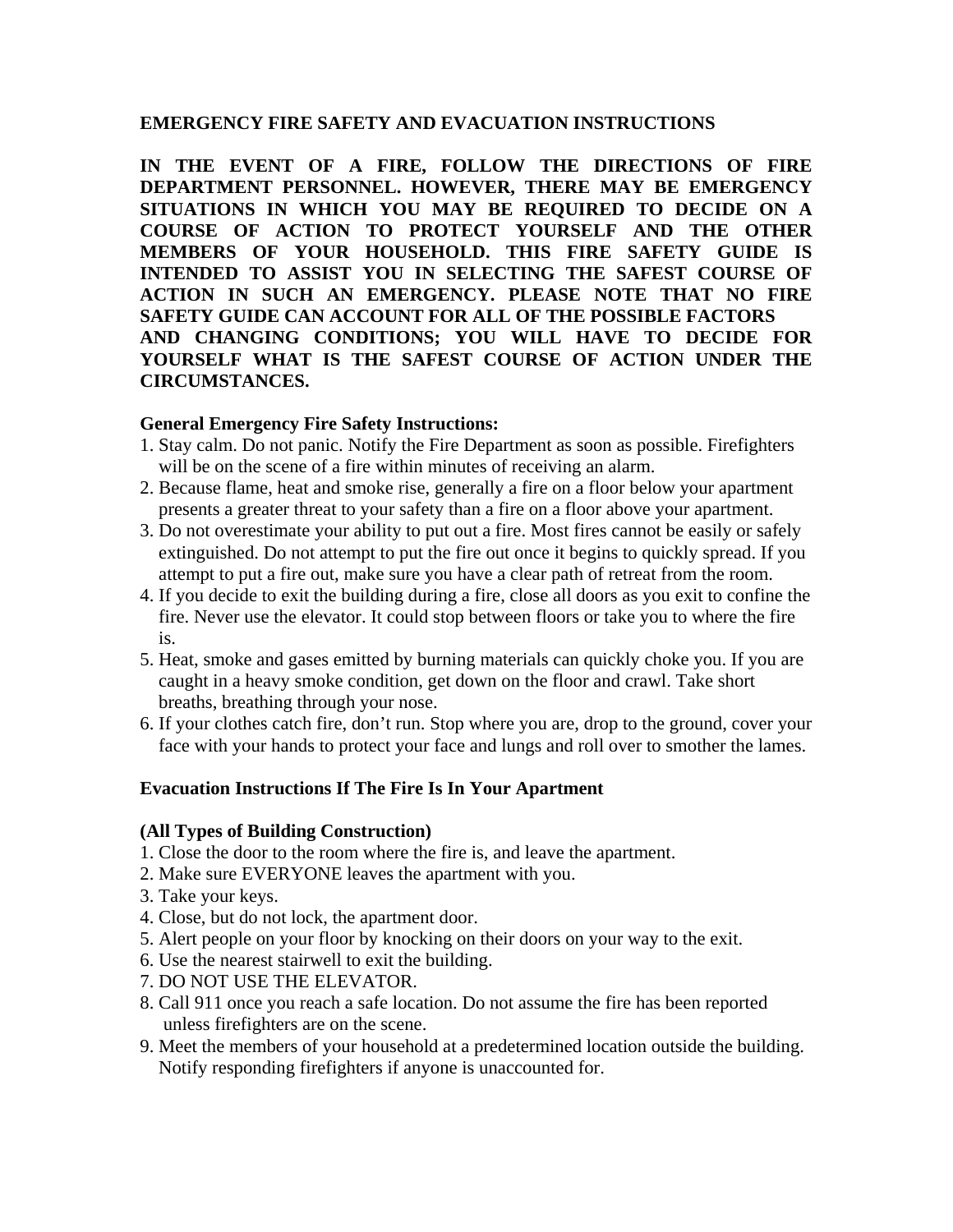**EMERGENCY FIRE SAFETY AND EVACUATION INSTRUCTIONS**

**IN THE EVENT OF A FIRE, FOLLOW THE DIRECTIONS OF FIRE DEPARTMENT PERSONNEL. HOWEVER, THERE MAY BE EMERGENCY SITUATIONS IN WHICH YOU MAY BE REQUIRED TO DECIDE ON A COURSE OF ACTION TO PROTECT YOURSELF AND THE OTHER MEMBERS OF YOUR HOUSEHOLD. THIS FIRE SAFETY GUIDE IS INTENDED TO ASSIST YOU IN SELECTING THE SAFEST COURSE OF ACTION IN SUCH AN EMERGENCY. PLEASE NOTE THAT NO FIRE SAFETY GUIDE CAN ACCOUNT FOR ALL OF THE POSSIBLE FACTORS AND CHANGING CONDITIONS; YOU WILL HAVE TO DECIDE FOR YOURSELF WHAT IS THE SAFEST COURSE OF ACTION UNDER THE CIRCUMSTANCES.**

**General Emergency Fire Safety Instructions:**

1. Stay calm. Do not panic. Notify the Fire Department as soon as possible. Firefighters will be on the scene of a fire within minutes of receiving an alarm.
2. Because flame, heat and smoke rise, generally a fire on a floor below your apartment presents a greater threat to your safety than a fire on a floor above your apartment.
3. Do not overestimate your ability to put out a fire. Most fires cannot be easily or safely extinguished. Do not attempt to put the fire out once it begins to quickly spread. If you attempt to put a fire out, make sure you have a clear path of retreat from the room.
4. If you decide to exit the building during a fire, close all doors as you exit to confine the fire. Never use the elevator. It could stop between floors or take you to where the fire is.
5. Heat, smoke and gases emitted by burning materials can quickly choke you. If you are caught in a heavy smoke condition, get down on the floor and crawl. Take short breaths, breathing through your nose.
6. If your clothes catch fire, don't run. Stop where you are, drop to the ground, cover your face with your hands to protect your face and lungs and roll over to smother the lames.

**Evacuation Instructions If The Fire Is In Your Apartment**

**(All Types of Building Construction)**

1. Close the door to the room where the fire is, and leave the apartment.
2. Make sure EVERYONE leaves the apartment with you.
3. Take your keys.
4. Close, but do not lock, the apartment door.
5. Alert people on your floor by knocking on their doors on your way to the exit.
6. Use the nearest stairwell to exit the building.
7. DO NOT USE THE ELEVATOR.
8. Call 911 once you reach a safe location. Do not assume the fire has been reported unless firefighters are on the scene.
9. Meet the members of your household at a predetermined location outside the building. Notify responding firefighters if anyone is unaccounted for.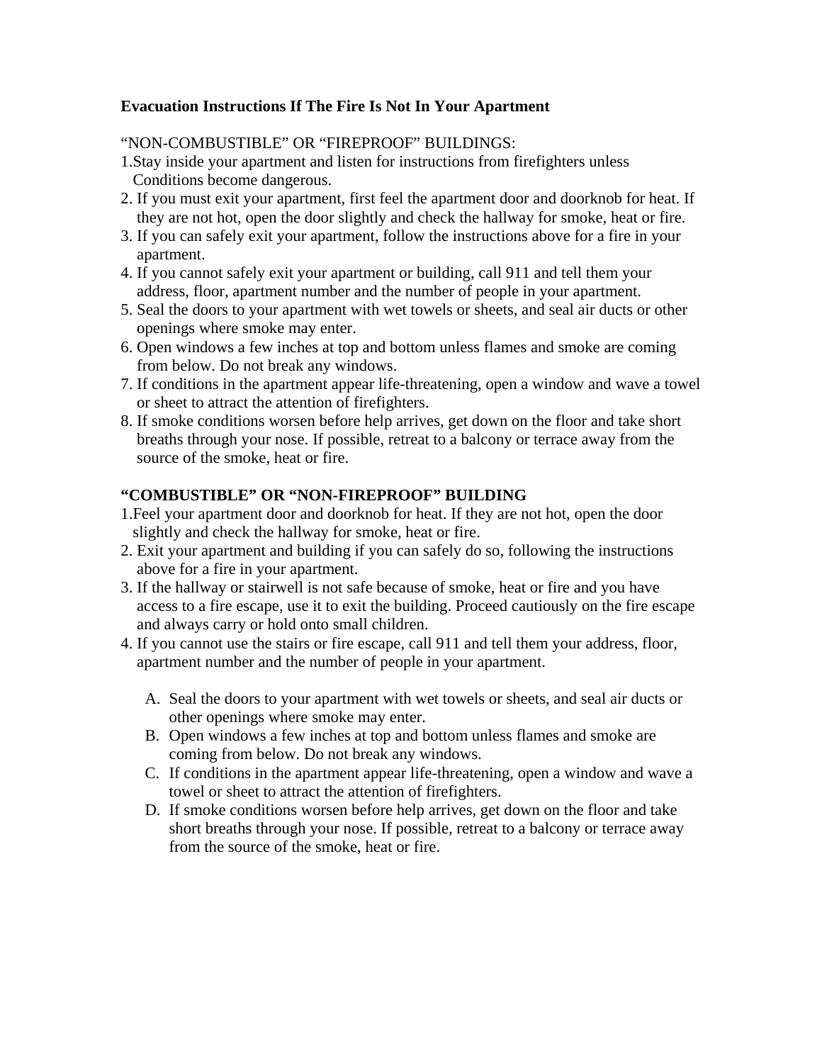**Evacuation Instructions If The Fire Is Not In Your Apartment**

"NON-COMBUSTIBLE" OR "FIREPROOF" BUILDINGS:

1. Stay inside your apartment and listen for instructions from firefighters unless Conditions become dangerous.
2. If you must exit your apartment, first feel the apartment door and doorknob for heat. If they are not hot, open the door slightly and check the hallway for smoke, heat or fire.
3. If you can safely exit your apartment, follow the instructions above for a fire in your apartment.
4. If you cannot safely exit your apartment or building, call 911 and tell them your address, floor, apartment number and the number of people in your apartment.
5. Seal the doors to your apartment with wet towels or sheets, and seal air ducts or other openings where smoke may enter.
6. Open windows a few inches at top and bottom unless flames and smoke are coming from below. Do not break any windows.
7. If conditions in the apartment appear life-threatening, open a window and wave a towel or sheet to attract the attention of firefighters.
8. If smoke conditions worsen before help arrives, get down on the floor and take short breaths through your nose. If possible, retreat to a balcony or terrace away from the source of the smoke, heat or fire.

**"COMBUSTIBLE" OR "NON-FIREPROOF" BUILDING**

1. Feel your apartment door and doorknob for heat. If they are not hot, open the door slightly and check the hallway for smoke, heat or fire.
2. Exit your apartment and building if you can safely do so, following the instructions above for a fire in your apartment.
3. If the hallway or stairwell is not safe because of smoke, heat or fire and you have access to a fire escape, use it to exit the building. Proceed cautiously on the fire escape and always carry or hold onto small children.
4. If you cannot use the stairs or fire escape, call 911 and tell them your address, floor, apartment number and the number of people in your apartment.

   A. Seal the doors to your apartment with wet towels or sheets, and seal air ducts or other openings where smoke may enter.

   B. Open windows a few inches at top and bottom unless flames and smoke are coming from below. Do not break any windows.

   C. If conditions in the apartment appear life-threatening, open a window and wave a towel or sheet to attract the attention of firefighters.

   D. If smoke conditions worsen before help arrives, get down on the floor and take short breaths through your nose. If possible, retreat to a balcony or terrace away from the source of the smoke, heat or fire.